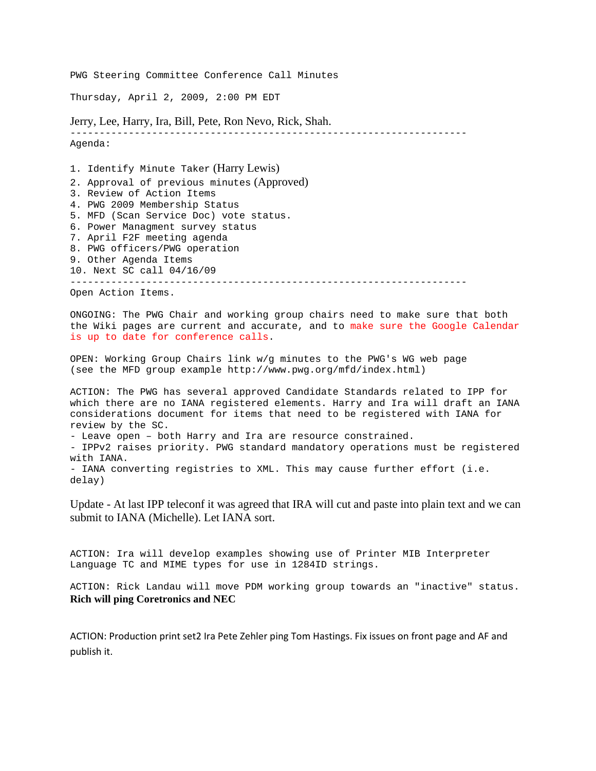PWG Steering Committee Conference Call Minutes

Thursday, April 2, 2009, 2:00 PM EDT

Jerry, Lee, Harry, Ira, Bill, Pete, Ron Nevo, Rick, Shah.

---

Agenda:

1. Identify Minute Taker (Harry Lewis)
2. Approval of previous minutes (Approved)
3. Review of Action Items
4. PWG 2009 Membership Status
5. MFD (Scan Service Doc) vote status.
6. Power Managment survey status
7. April F2F meeting agenda
8. PWG officers/PWG operation
9. Other Agenda Items
10. Next SC call 04/16/09

---

Open Action Items.

ONGOING: The PWG Chair and working group chairs need to make sure that both the Wiki pages are current and accurate, and to make sure the Google Calendar is up to date for conference calls.

OPEN: Working Group Chairs link w/g minutes to the PWG's WG web page (see the MFD group example http://www.pwg.org/mfd/index.html)

ACTION: The PWG has several approved Candidate Standards related to IPP for which there are no IANA registered elements. Harry and Ira will draft an IANA considerations document for items that need to be registered with IANA for review by the SC.

- Leave open – both Harry and Ira are resource constrained.
- IPPv2 raises priority. PWG standard mandatory operations must be registered with IANA.
- IANA converting registries to XML. This may cause further effort (i.e. delay)

Update - At last IPP teleconf it was agreed that IRA will cut and paste into plain text and we can submit to IANA (Michelle). Let IANA sort.

ACTION: Ira will develop examples showing use of Printer MIB Interpreter Language TC and MIME types for use in 1284ID strings.

ACTION: Rick Landau will move PDM working group towards an "inactive" status. **Rich will ping Coretronics and NEC**

ACTION: Production print set2 Ira Pete Zehler ping Tom Hastings. Fix issues on front page and AF and publish it.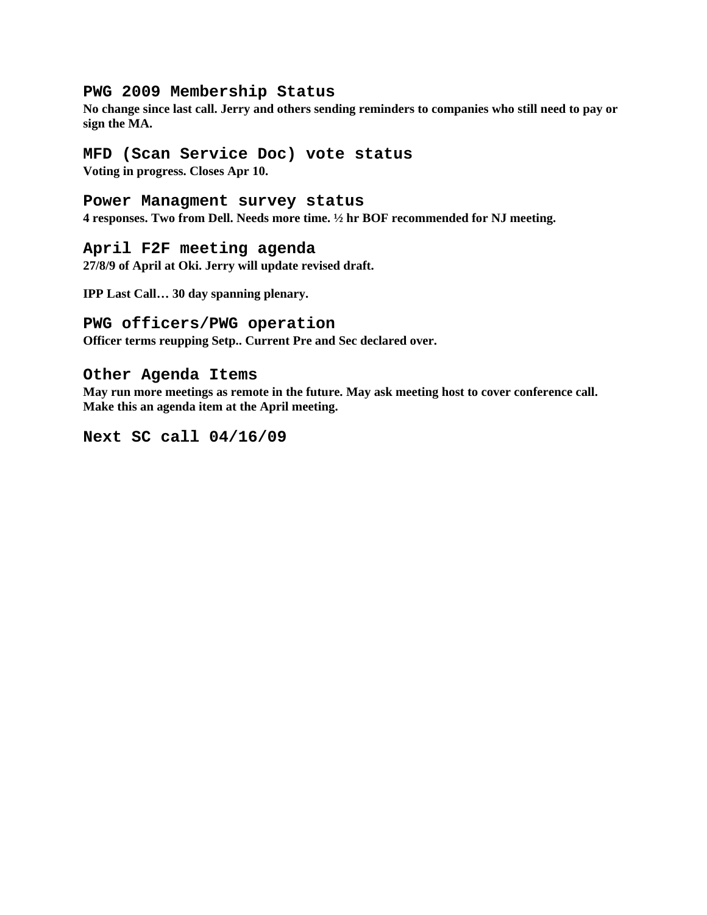## PWG 2009 Membership Status

**No change since last call. Jerry and others sending reminders to companies who still need to pay or sign the MA.**

## MFD (Scan Service Doc) vote status

**Voting in progress. Closes Apr 10.**

## Power Managment survey status

**4 responses. Two from Dell. Needs more time. ½ hr BOF recommended for NJ meeting.**

## April F2F meeting agenda

**27/8/9 of April at Oki. Jerry will update revised draft.**

**IPP Last Call… 30 day spanning plenary.**

## PWG officers/PWG operation

**Officer terms reupping Setp.. Current Pre and Sec declared over.**

## Other Agenda Items

**May run more meetings as remote in the future. May ask meeting host to cover conference call. Make this an agenda item at the April meeting.**

## Next SC call 04/16/09